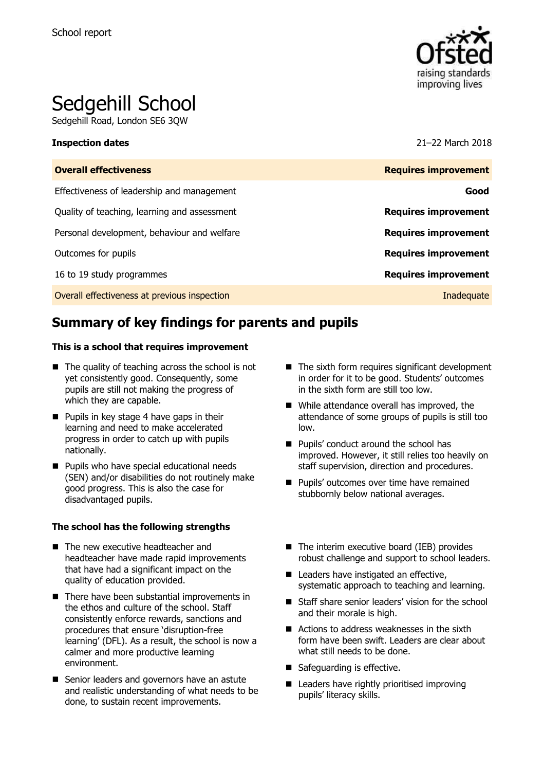School report

# Sedgehill School

Sedgehill Road, London SE6 3QW

**Inspection dates** 21–22 March 2018

| **Overall effectiveness** | **Requires improvement** |
| --- | --- |
| Effectiveness of leadership and management | **Good** |
| Quality of teaching, learning and assessment | **Requires improvement** |
| Personal development, behaviour and welfare | **Requires improvement** |
| Outcomes for pupils | **Requires improvement** |
| 16 to 19 study programmes | **Requires improvement** |
| Overall effectiveness at previous inspection | Inadequate |

## Summary of key findings for parents and pupils

**This is a school that requires improvement**

- The quality of teaching across the school is not yet consistently good. Consequently, some pupils are still not making the progress of which they are capable.
- Pupils in key stage 4 have gaps in their learning and need to make accelerated progress in order to catch up with pupils nationally.
- Pupils who have special educational needs (SEN) and/or disabilities do not routinely make good progress. This is also the case for disadvantaged pupils.
- The sixth form requires significant development in order for it to be good. Students' outcomes in the sixth form are still too low.
- While attendance overall has improved, the attendance of some groups of pupils is still too low.
- Pupils' conduct around the school has improved. However, it still relies too heavily on staff supervision, direction and procedures.
- Pupils' outcomes over time have remained stubbornly below national averages.

**The school has the following strengths**

- The new executive headteacher and headteacher have made rapid improvements that have had a significant impact on the quality of education provided.
- There have been substantial improvements in the ethos and culture of the school. Staff consistently enforce rewards, sanctions and procedures that ensure 'disruption-free learning' (DFL). As a result, the school is now a calmer and more productive learning environment.
- Senior leaders and governors have an astute and realistic understanding of what needs to be done, to sustain recent improvements.
- The interim executive board (IEB) provides robust challenge and support to school leaders.
- Leaders have instigated an effective, systematic approach to teaching and learning.
- Staff share senior leaders' vision for the school and their morale is high.
- Actions to address weaknesses in the sixth form have been swift. Leaders are clear about what still needs to be done.
- Safeguarding is effective.
- Leaders have rightly prioritised improving pupils' literacy skills.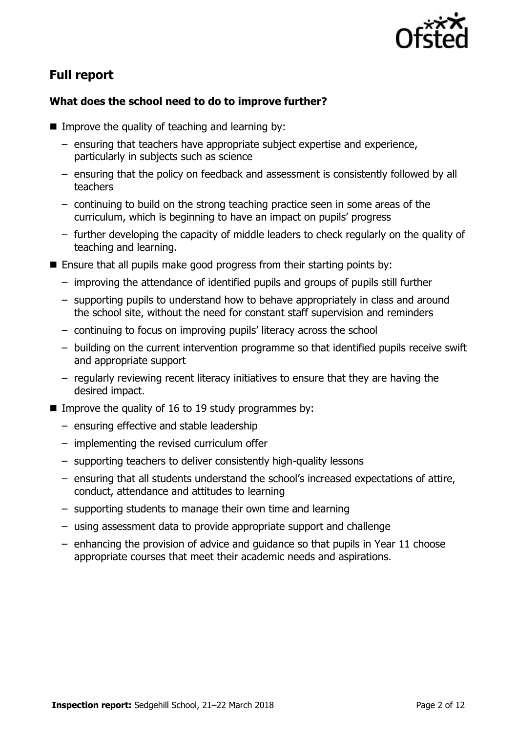## Full report

### What does the school need to do to improve further?

- Improve the quality of teaching and learning by:
  - ensuring that teachers have appropriate subject expertise and experience, particularly in subjects such as science
  - ensuring that the policy on feedback and assessment is consistently followed by all teachers
  - continuing to build on the strong teaching practice seen in some areas of the curriculum, which is beginning to have an impact on pupils' progress
  - further developing the capacity of middle leaders to check regularly on the quality of teaching and learning.
- Ensure that all pupils make good progress from their starting points by:
  - improving the attendance of identified pupils and groups of pupils still further
  - supporting pupils to understand how to behave appropriately in class and around the school site, without the need for constant staff supervision and reminders
  - continuing to focus on improving pupils' literacy across the school
  - building on the current intervention programme so that identified pupils receive swift and appropriate support
  - regularly reviewing recent literacy initiatives to ensure that they are having the desired impact.
- Improve the quality of 16 to 19 study programmes by:
  - ensuring effective and stable leadership
  - implementing the revised curriculum offer
  - supporting teachers to deliver consistently high-quality lessons
  - ensuring that all students understand the school's increased expectations of attire, conduct, attendance and attitudes to learning
  - supporting students to manage their own time and learning
  - using assessment data to provide appropriate support and challenge
  - enhancing the provision of advice and guidance so that pupils in Year 11 choose appropriate courses that meet their academic needs and aspirations.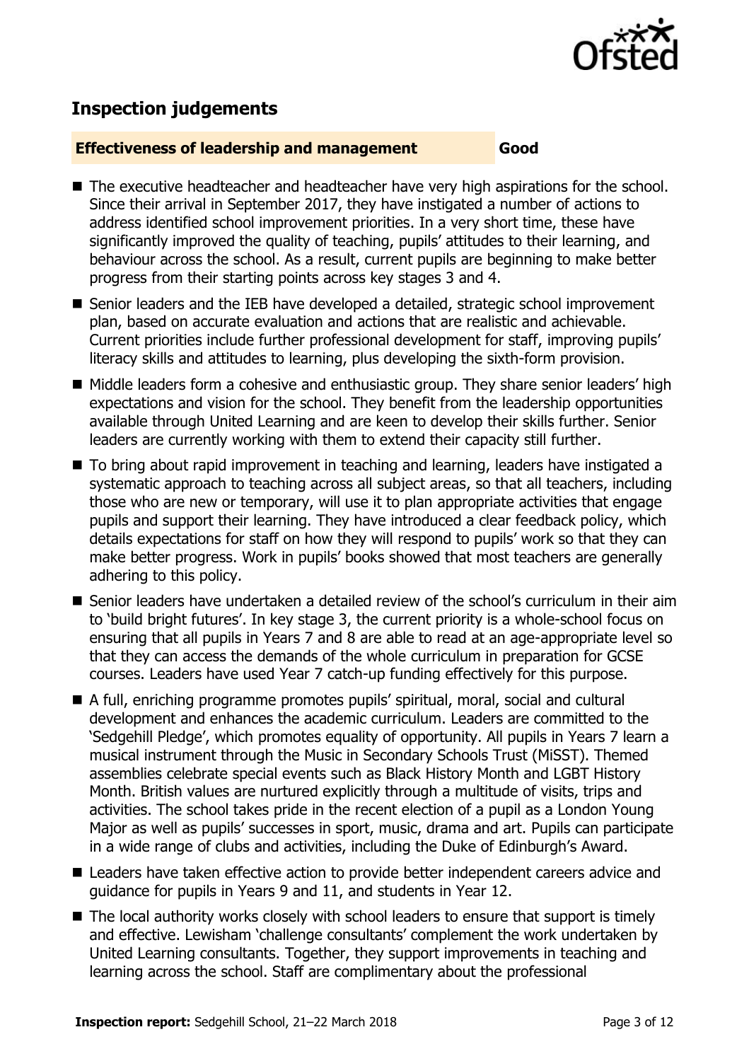## Inspection judgements

**Effectiveness of leadership and management** **Good**

- The executive headteacher and headteacher have very high aspirations for the school. Since their arrival in September 2017, they have instigated a number of actions to address identified school improvement priorities. In a very short time, these have significantly improved the quality of teaching, pupils' attitudes to their learning, and behaviour across the school. As a result, current pupils are beginning to make better progress from their starting points across key stages 3 and 4.
- Senior leaders and the IEB have developed a detailed, strategic school improvement plan, based on accurate evaluation and actions that are realistic and achievable. Current priorities include further professional development for staff, improving pupils' literacy skills and attitudes to learning, plus developing the sixth-form provision.
- Middle leaders form a cohesive and enthusiastic group. They share senior leaders' high expectations and vision for the school. They benefit from the leadership opportunities available through United Learning and are keen to develop their skills further. Senior leaders are currently working with them to extend their capacity still further.
- To bring about rapid improvement in teaching and learning, leaders have instigated a systematic approach to teaching across all subject areas, so that all teachers, including those who are new or temporary, will use it to plan appropriate activities that engage pupils and support their learning. They have introduced a clear feedback policy, which details expectations for staff on how they will respond to pupils' work so that they can make better progress. Work in pupils' books showed that most teachers are generally adhering to this policy.
- Senior leaders have undertaken a detailed review of the school's curriculum in their aim to 'build bright futures'. In key stage 3, the current priority is a whole-school focus on ensuring that all pupils in Years 7 and 8 are able to read at an age-appropriate level so that they can access the demands of the whole curriculum in preparation for GCSE courses. Leaders have used Year 7 catch-up funding effectively for this purpose.
- A full, enriching programme promotes pupils' spiritual, moral, social and cultural development and enhances the academic curriculum. Leaders are committed to the 'Sedgehill Pledge', which promotes equality of opportunity. All pupils in Years 7 learn a musical instrument through the Music in Secondary Schools Trust (MiSST). Themed assemblies celebrate special events such as Black History Month and LGBT History Month. British values are nurtured explicitly through a multitude of visits, trips and activities. The school takes pride in the recent election of a pupil as a London Young Major as well as pupils' successes in sport, music, drama and art. Pupils can participate in a wide range of clubs and activities, including the Duke of Edinburgh's Award.
- Leaders have taken effective action to provide better independent careers advice and guidance for pupils in Years 9 and 11, and students in Year 12.
- The local authority works closely with school leaders to ensure that support is timely and effective. Lewisham 'challenge consultants' complement the work undertaken by United Learning consultants. Together, they support improvements in teaching and learning across the school. Staff are complimentary about the professional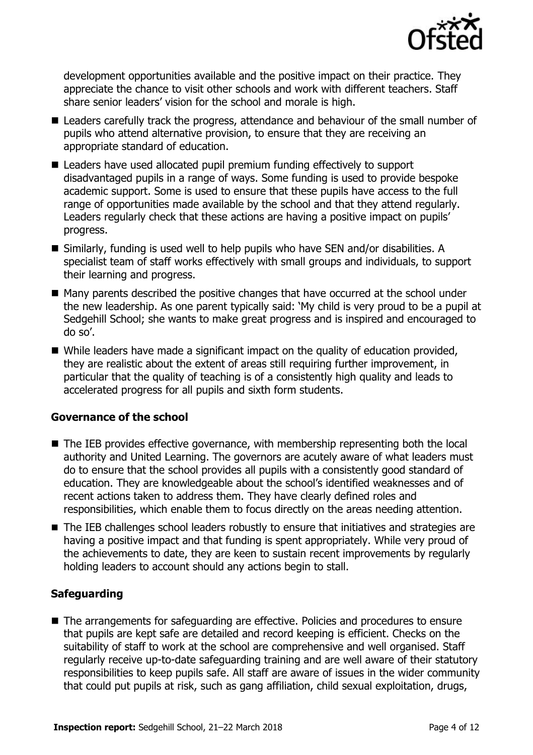development opportunities available and the positive impact on their practice. They appreciate the chance to visit other schools and work with different teachers. Staff share senior leaders' vision for the school and morale is high.

- Leaders carefully track the progress, attendance and behaviour of the small number of pupils who attend alternative provision, to ensure that they are receiving an appropriate standard of education.
- Leaders have used allocated pupil premium funding effectively to support disadvantaged pupils in a range of ways. Some funding is used to provide bespoke academic support. Some is used to ensure that these pupils have access to the full range of opportunities made available by the school and that they attend regularly. Leaders regularly check that these actions are having a positive impact on pupils' progress.
- Similarly, funding is used well to help pupils who have SEN and/or disabilities. A specialist team of staff works effectively with small groups and individuals, to support their learning and progress.
- Many parents described the positive changes that have occurred at the school under the new leadership. As one parent typically said: 'My child is very proud to be a pupil at Sedgehill School; she wants to make great progress and is inspired and encouraged to do so'.
- While leaders have made a significant impact on the quality of education provided, they are realistic about the extent of areas still requiring further improvement, in particular that the quality of teaching is of a consistently high quality and leads to accelerated progress for all pupils and sixth form students.

### Governance of the school

- The IEB provides effective governance, with membership representing both the local authority and United Learning. The governors are acutely aware of what leaders must do to ensure that the school provides all pupils with a consistently good standard of education. They are knowledgeable about the school's identified weaknesses and of recent actions taken to address them. They have clearly defined roles and responsibilities, which enable them to focus directly on the areas needing attention.
- The IEB challenges school leaders robustly to ensure that initiatives and strategies are having a positive impact and that funding is spent appropriately. While very proud of the achievements to date, they are keen to sustain recent improvements by regularly holding leaders to account should any actions begin to stall.

### Safeguarding

- The arrangements for safeguarding are effective. Policies and procedures to ensure that pupils are kept safe are detailed and record keeping is efficient. Checks on the suitability of staff to work at the school are comprehensive and well organised. Staff regularly receive up-to-date safeguarding training and are well aware of their statutory responsibilities to keep pupils safe. All staff are aware of issues in the wider community that could put pupils at risk, such as gang affiliation, child sexual exploitation, drugs,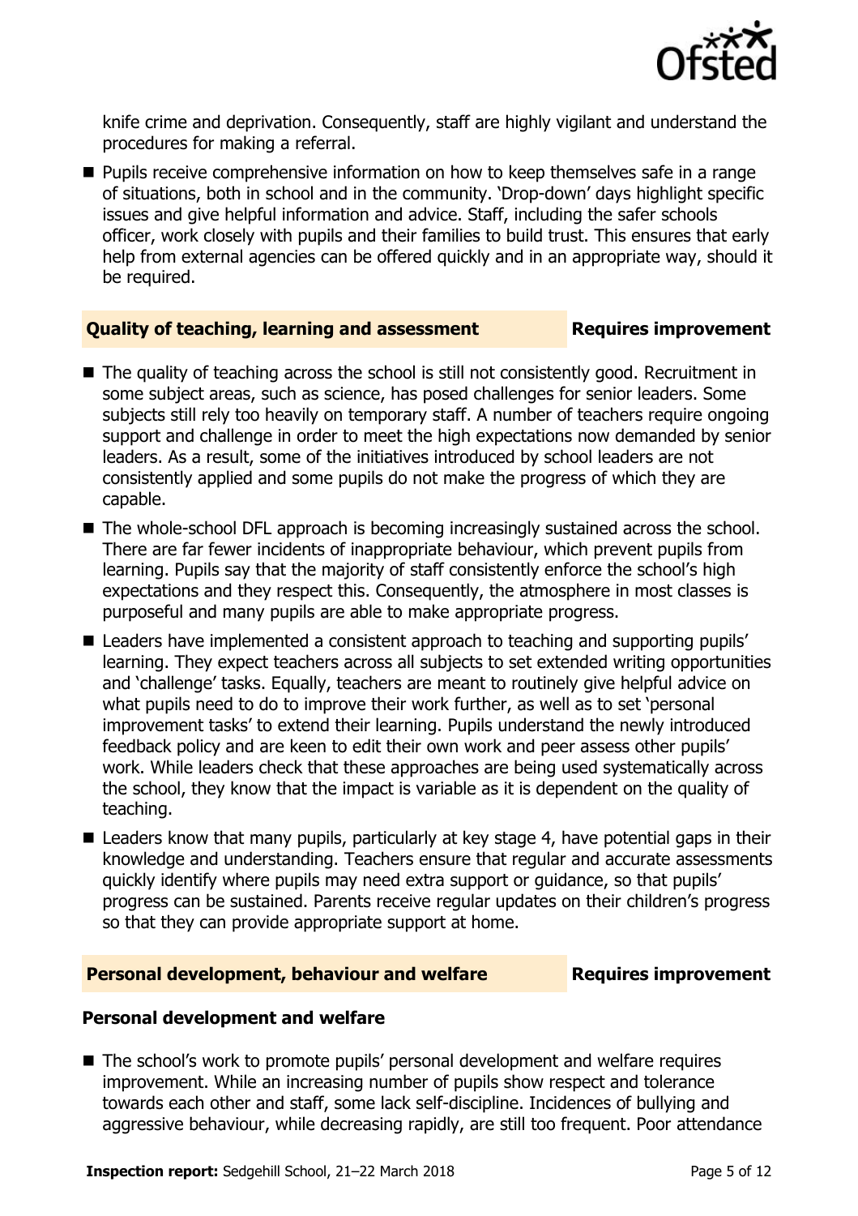knife crime and deprivation. Consequently, staff are highly vigilant and understand the procedures for making a referral.

- Pupils receive comprehensive information on how to keep themselves safe in a range of situations, both in school and in the community. 'Drop-down' days highlight specific issues and give helpful information and advice. Staff, including the safer schools officer, work closely with pupils and their families to build trust. This ensures that early help from external agencies can be offered quickly and in an appropriate way, should it be required.

## Quality of teaching, learning and assessment — Requires improvement

- The quality of teaching across the school is still not consistently good. Recruitment in some subject areas, such as science, has posed challenges for senior leaders. Some subjects still rely too heavily on temporary staff. A number of teachers require ongoing support and challenge in order to meet the high expectations now demanded by senior leaders. As a result, some of the initiatives introduced by school leaders are not consistently applied and some pupils do not make the progress of which they are capable.
- The whole-school DFL approach is becoming increasingly sustained across the school. There are far fewer incidents of inappropriate behaviour, which prevent pupils from learning. Pupils say that the majority of staff consistently enforce the school's high expectations and they respect this. Consequently, the atmosphere in most classes is purposeful and many pupils are able to make appropriate progress.
- Leaders have implemented a consistent approach to teaching and supporting pupils' learning. They expect teachers across all subjects to set extended writing opportunities and 'challenge' tasks. Equally, teachers are meant to routinely give helpful advice on what pupils need to do to improve their work further, as well as to set 'personal improvement tasks' to extend their learning. Pupils understand the newly introduced feedback policy and are keen to edit their own work and peer assess other pupils' work. While leaders check that these approaches are being used systematically across the school, they know that the impact is variable as it is dependent on the quality of teaching.
- Leaders know that many pupils, particularly at key stage 4, have potential gaps in their knowledge and understanding. Teachers ensure that regular and accurate assessments quickly identify where pupils may need extra support or guidance, so that pupils' progress can be sustained. Parents receive regular updates on their children's progress so that they can provide appropriate support at home.

## Personal development, behaviour and welfare — Requires improvement

### Personal development and welfare

- The school's work to promote pupils' personal development and welfare requires improvement. While an increasing number of pupils show respect and tolerance towards each other and staff, some lack self-discipline. Incidences of bullying and aggressive behaviour, while decreasing rapidly, are still too frequent. Poor attendance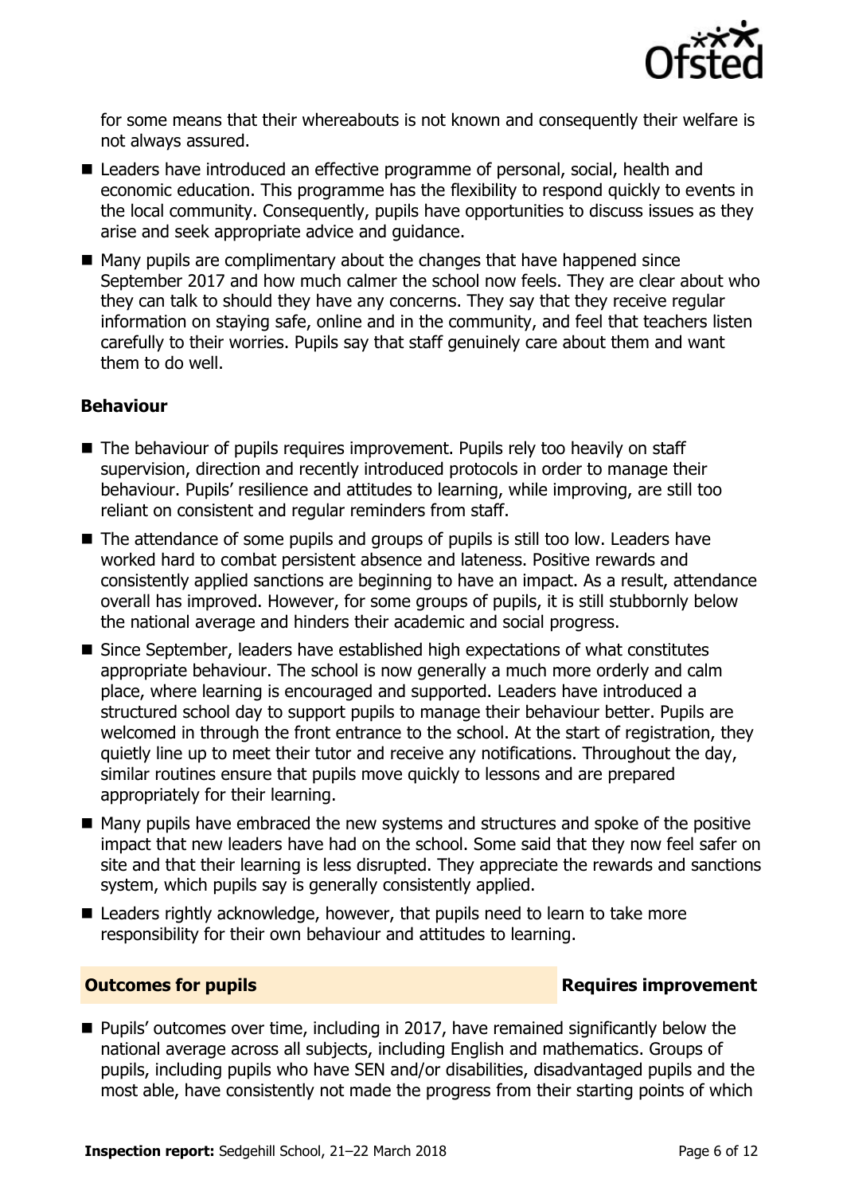for some means that their whereabouts is not known and consequently their welfare is not always assured.

- Leaders have introduced an effective programme of personal, social, health and economic education. This programme has the flexibility to respond quickly to events in the local community. Consequently, pupils have opportunities to discuss issues as they arise and seek appropriate advice and guidance.
- Many pupils are complimentary about the changes that have happened since September 2017 and how much calmer the school now feels. They are clear about who they can talk to should they have any concerns. They say that they receive regular information on staying safe, online and in the community, and feel that teachers listen carefully to their worries. Pupils say that staff genuinely care about them and want them to do well.

### Behaviour

- The behaviour of pupils requires improvement. Pupils rely too heavily on staff supervision, direction and recently introduced protocols in order to manage their behaviour. Pupils' resilience and attitudes to learning, while improving, are still too reliant on consistent and regular reminders from staff.
- The attendance of some pupils and groups of pupils is still too low. Leaders have worked hard to combat persistent absence and lateness. Positive rewards and consistently applied sanctions are beginning to have an impact. As a result, attendance overall has improved. However, for some groups of pupils, it is still stubbornly below the national average and hinders their academic and social progress.
- Since September, leaders have established high expectations of what constitutes appropriate behaviour. The school is now generally a much more orderly and calm place, where learning is encouraged and supported. Leaders have introduced a structured school day to support pupils to manage their behaviour better. Pupils are welcomed in through the front entrance to the school. At the start of registration, they quietly line up to meet their tutor and receive any notifications. Throughout the day, similar routines ensure that pupils move quickly to lessons and are prepared appropriately for their learning.
- Many pupils have embraced the new systems and structures and spoke of the positive impact that new leaders have had on the school. Some said that they now feel safer on site and that their learning is less disrupted. They appreciate the rewards and sanctions system, which pupils say is generally consistently applied.
- Leaders rightly acknowledge, however, that pupils need to learn to take more responsibility for their own behaviour and attitudes to learning.

## Outcomes for pupils — Requires improvement

- Pupils' outcomes over time, including in 2017, have remained significantly below the national average across all subjects, including English and mathematics. Groups of pupils, including pupils who have SEN and/or disabilities, disadvantaged pupils and the most able, have consistently not made the progress from their starting points of which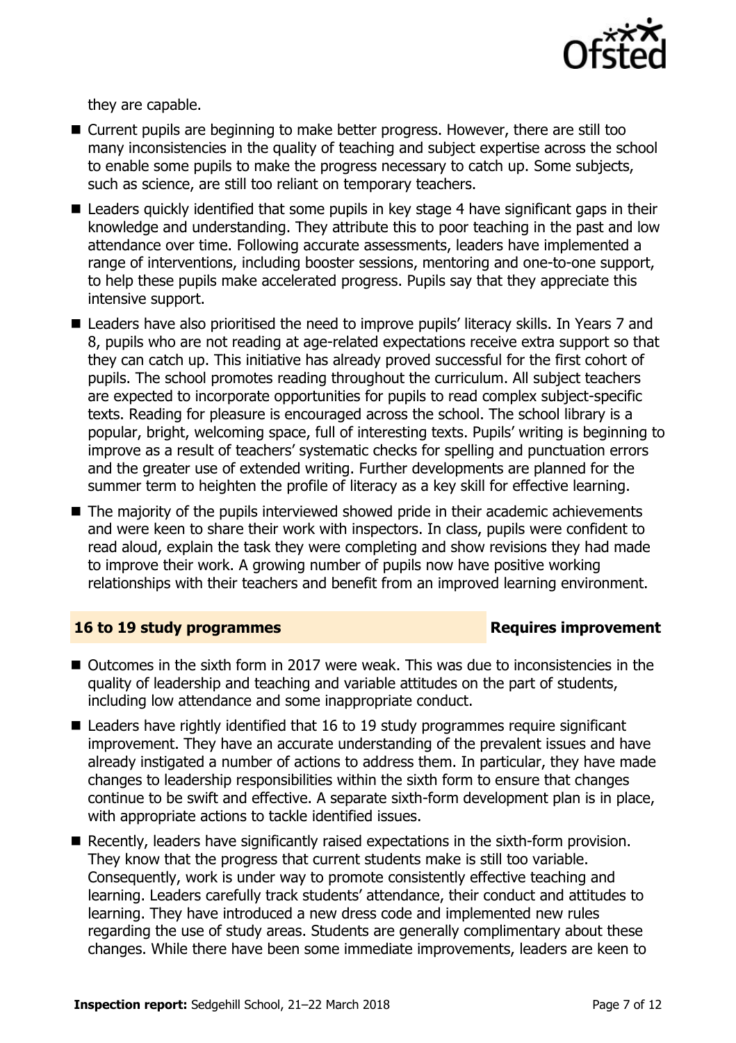they are capable.

- Current pupils are beginning to make better progress. However, there are still too many inconsistencies in the quality of teaching and subject expertise across the school to enable some pupils to make the progress necessary to catch up. Some subjects, such as science, are still too reliant on temporary teachers.
- Leaders quickly identified that some pupils in key stage 4 have significant gaps in their knowledge and understanding. They attribute this to poor teaching in the past and low attendance over time. Following accurate assessments, leaders have implemented a range of interventions, including booster sessions, mentoring and one-to-one support, to help these pupils make accelerated progress. Pupils say that they appreciate this intensive support.
- Leaders have also prioritised the need to improve pupils' literacy skills. In Years 7 and 8, pupils who are not reading at age-related expectations receive extra support so that they can catch up. This initiative has already proved successful for the first cohort of pupils. The school promotes reading throughout the curriculum. All subject teachers are expected to incorporate opportunities for pupils to read complex subject-specific texts. Reading for pleasure is encouraged across the school. The school library is a popular, bright, welcoming space, full of interesting texts. Pupils' writing is beginning to improve as a result of teachers' systematic checks for spelling and punctuation errors and the greater use of extended writing. Further developments are planned for the summer term to heighten the profile of literacy as a key skill for effective learning.
- The majority of the pupils interviewed showed pride in their academic achievements and were keen to share their work with inspectors. In class, pupils were confident to read aloud, explain the task they were completing and show revisions they had made to improve their work. A growing number of pupils now have positive working relationships with their teachers and benefit from an improved learning environment.

## 16 to 19 study programmes — Requires improvement

- Outcomes in the sixth form in 2017 were weak. This was due to inconsistencies in the quality of leadership and teaching and variable attitudes on the part of students, including low attendance and some inappropriate conduct.
- Leaders have rightly identified that 16 to 19 study programmes require significant improvement. They have an accurate understanding of the prevalent issues and have already instigated a number of actions to address them. In particular, they have made changes to leadership responsibilities within the sixth form to ensure that changes continue to be swift and effective. A separate sixth-form development plan is in place, with appropriate actions to tackle identified issues.
- Recently, leaders have significantly raised expectations in the sixth-form provision. They know that the progress that current students make is still too variable. Consequently, work is under way to promote consistently effective teaching and learning. Leaders carefully track students' attendance, their conduct and attitudes to learning. They have introduced a new dress code and implemented new rules regarding the use of study areas. Students are generally complimentary about these changes. While there have been some immediate improvements, leaders are keen to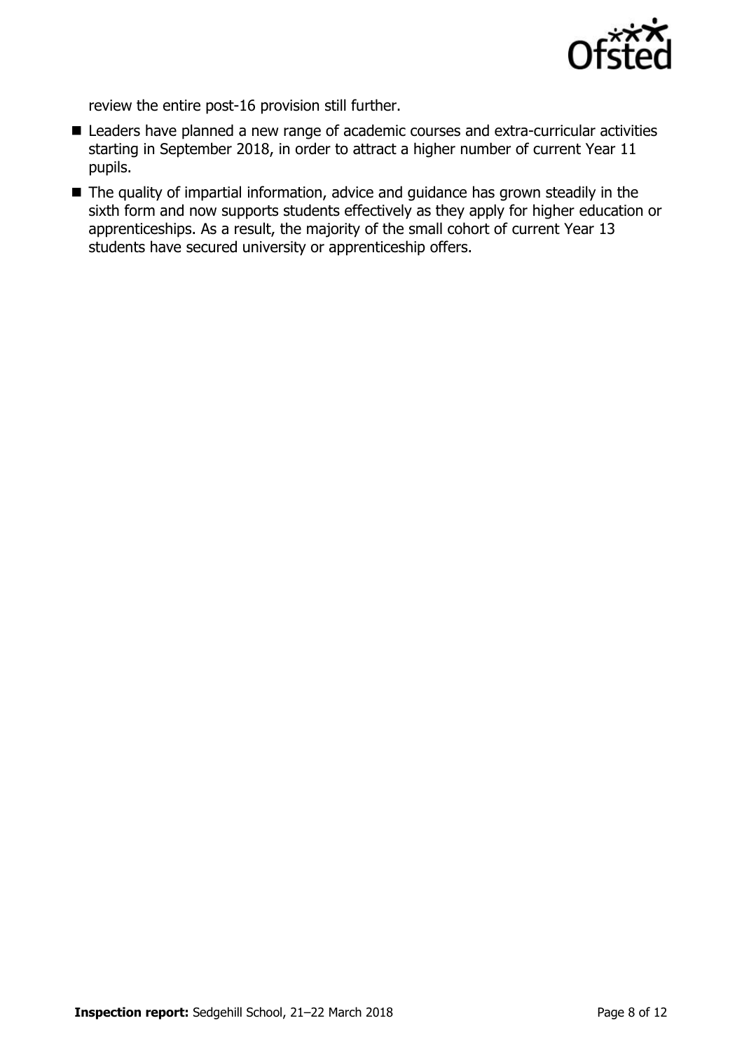review the entire post-16 provision still further.

- Leaders have planned a new range of academic courses and extra-curricular activities starting in September 2018, in order to attract a higher number of current Year 11 pupils.
- The quality of impartial information, advice and guidance has grown steadily in the sixth form and now supports students effectively as they apply for higher education or apprenticeships. As a result, the majority of the small cohort of current Year 13 students have secured university or apprenticeship offers.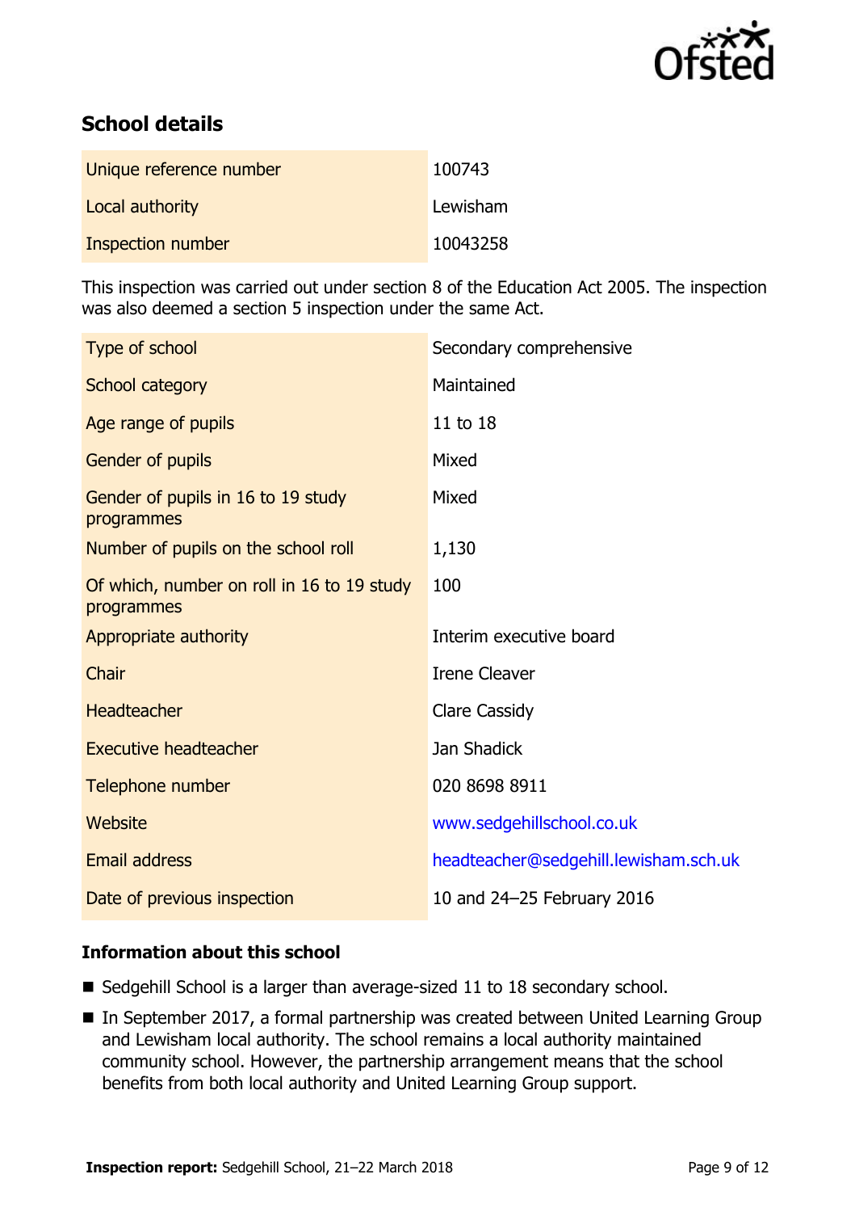## School details

| | |
|---|---|
| Unique reference number | 100743 |
| Local authority | Lewisham |
| Inspection number | 10043258 |

This inspection was carried out under section 8 of the Education Act 2005. The inspection was also deemed a section 5 inspection under the same Act.

| | |
|---|---|
| Type of school | Secondary comprehensive |
| School category | Maintained |
| Age range of pupils | 11 to 18 |
| Gender of pupils | Mixed |
| Gender of pupils in 16 to 19 study programmes | Mixed |
| Number of pupils on the school roll | 1,130 |
| Of which, number on roll in 16 to 19 study programmes | 100 |
| Appropriate authority | Interim executive board |
| Chair | Irene Cleaver |
| Headteacher | Clare Cassidy |
| Executive headteacher | Jan Shadick |
| Telephone number | 020 8698 8911 |
| Website | www.sedgehillschool.co.uk |
| Email address | headteacher@sedgehill.lewisham.sch.uk |
| Date of previous inspection | 10 and 24–25 February 2016 |

### Information about this school

- Sedgehill School is a larger than average-sized 11 to 18 secondary school.
- In September 2017, a formal partnership was created between United Learning Group and Lewisham local authority. The school remains a local authority maintained community school. However, the partnership arrangement means that the school benefits from both local authority and United Learning Group support.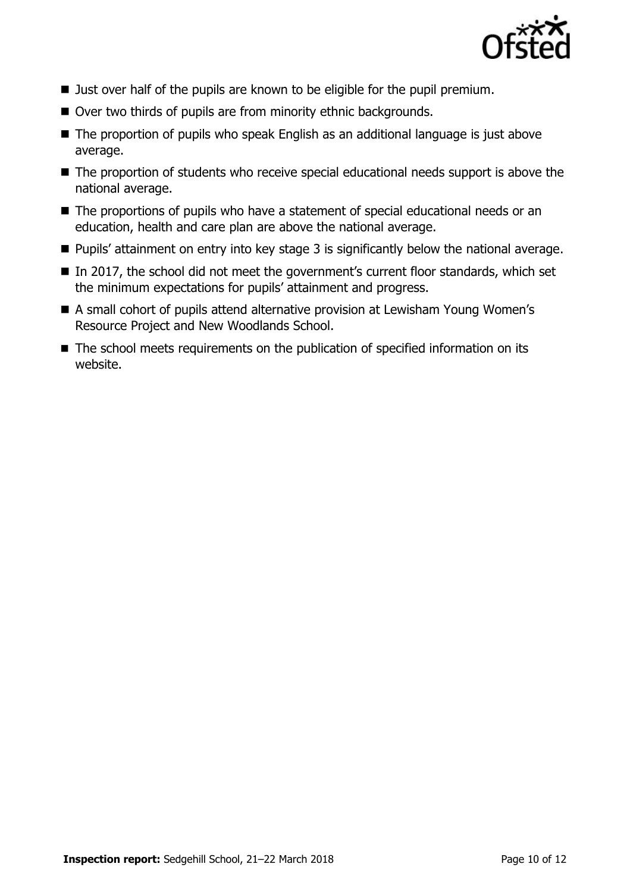- Just over half of the pupils are known to be eligible for the pupil premium.
- Over two thirds of pupils are from minority ethnic backgrounds.
- The proportion of pupils who speak English as an additional language is just above average.
- The proportion of students who receive special educational needs support is above the national average.
- The proportions of pupils who have a statement of special educational needs or an education, health and care plan are above the national average.
- Pupils' attainment on entry into key stage 3 is significantly below the national average.
- In 2017, the school did not meet the government's current floor standards, which set the minimum expectations for pupils' attainment and progress.
- A small cohort of pupils attend alternative provision at Lewisham Young Women's Resource Project and New Woodlands School.
- The school meets requirements on the publication of specified information on its website.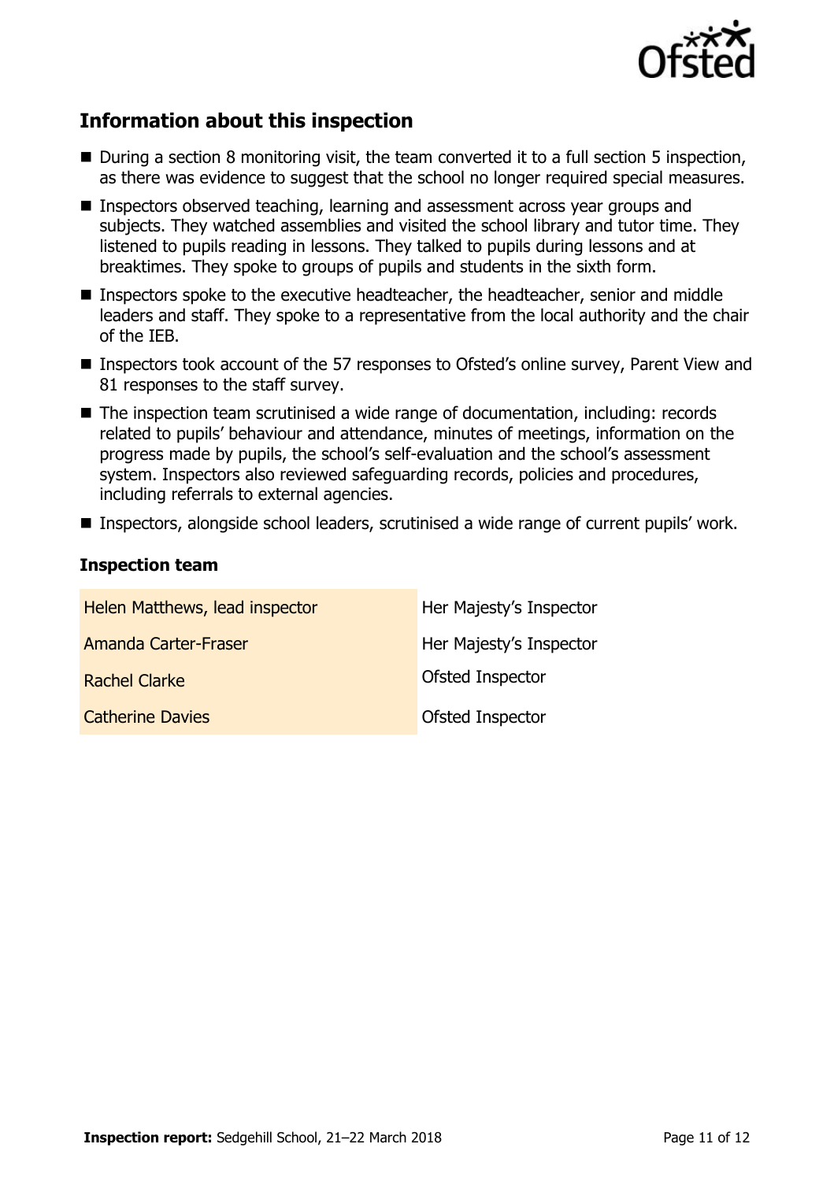## Information about this inspection

- During a section 8 monitoring visit, the team converted it to a full section 5 inspection, as there was evidence to suggest that the school no longer required special measures.
- Inspectors observed teaching, learning and assessment across year groups and subjects. They watched assemblies and visited the school library and tutor time. They listened to pupils reading in lessons. They talked to pupils during lessons and at breaktimes. They spoke to groups of pupils and students in the sixth form.
- Inspectors spoke to the executive headteacher, the headteacher, senior and middle leaders and staff. They spoke to a representative from the local authority and the chair of the IEB.
- Inspectors took account of the 57 responses to Ofsted's online survey, Parent View and 81 responses to the staff survey.
- The inspection team scrutinised a wide range of documentation, including: records related to pupils' behaviour and attendance, minutes of meetings, information on the progress made by pupils, the school's self-evaluation and the school's assessment system. Inspectors also reviewed safeguarding records, policies and procedures, including referrals to external agencies.
- Inspectors, alongside school leaders, scrutinised a wide range of current pupils' work.

### Inspection team

| | |
|---|---|
| Helen Matthews, lead inspector | Her Majesty's Inspector |
| Amanda Carter-Fraser | Her Majesty's Inspector |
| Rachel Clarke | Ofsted Inspector |
| Catherine Davies | Ofsted Inspector |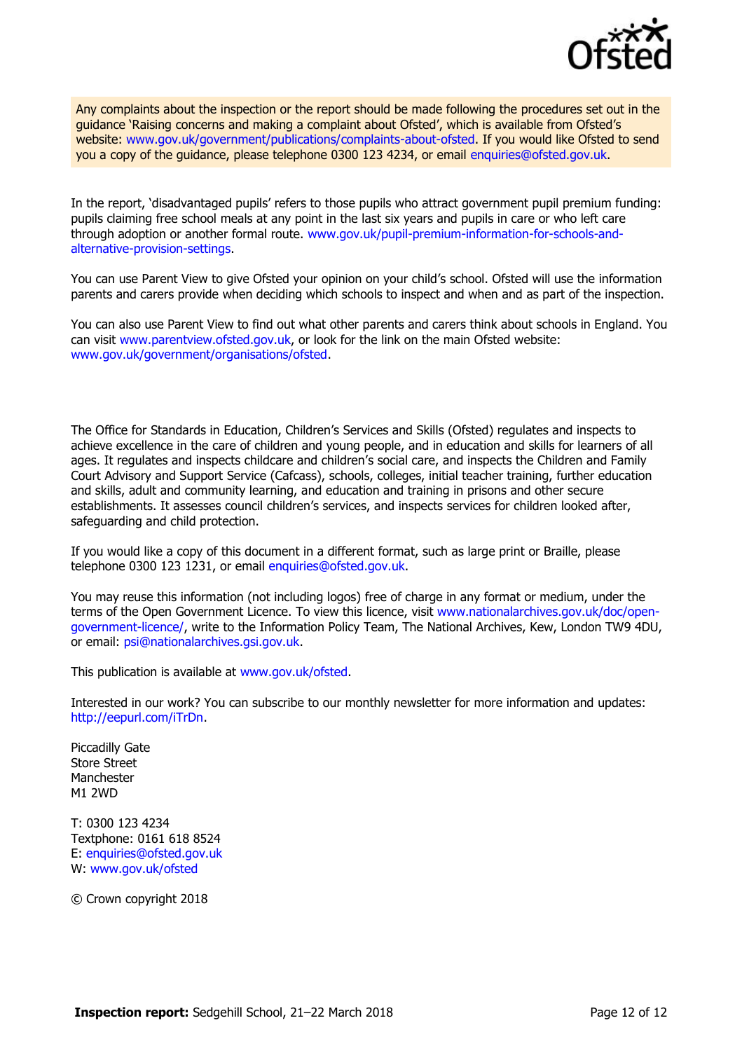Any complaints about the inspection or the report should be made following the procedures set out in the guidance 'Raising concerns and making a complaint about Ofsted', which is available from Ofsted's website: www.gov.uk/government/publications/complaints-about-ofsted. If you would like Ofsted to send you a copy of the guidance, please telephone 0300 123 4234, or email enquiries@ofsted.gov.uk.

In the report, 'disadvantaged pupils' refers to those pupils who attract government pupil premium funding: pupils claiming free school meals at any point in the last six years and pupils in care or who left care through adoption or another formal route. www.gov.uk/pupil-premium-information-for-schools-and-alternative-provision-settings.

You can use Parent View to give Ofsted your opinion on your child's school. Ofsted will use the information parents and carers provide when deciding which schools to inspect and when and as part of the inspection.

You can also use Parent View to find out what other parents and carers think about schools in England. You can visit www.parentview.ofsted.gov.uk, or look for the link on the main Ofsted website: www.gov.uk/government/organisations/ofsted.

The Office for Standards in Education, Children's Services and Skills (Ofsted) regulates and inspects to achieve excellence in the care of children and young people, and in education and skills for learners of all ages. It regulates and inspects childcare and children's social care, and inspects the Children and Family Court Advisory and Support Service (Cafcass), schools, colleges, initial teacher training, further education and skills, adult and community learning, and education and training in prisons and other secure establishments. It assesses council children's services, and inspects services for children looked after, safeguarding and child protection.

If you would like a copy of this document in a different format, such as large print or Braille, please telephone 0300 123 1231, or email enquiries@ofsted.gov.uk.

You may reuse this information (not including logos) free of charge in any format or medium, under the terms of the Open Government Licence. To view this licence, visit www.nationalarchives.gov.uk/doc/open-government-licence/, write to the Information Policy Team, The National Archives, Kew, London TW9 4DU, or email: psi@nationalarchives.gsi.gov.uk.

This publication is available at www.gov.uk/ofsted.

Interested in our work? You can subscribe to our monthly newsletter for more information and updates: http://eepurl.com/iTrDn.

Piccadilly Gate
Store Street
Manchester
M1 2WD

T: 0300 123 4234
Textphone: 0161 618 8524
E: enquiries@ofsted.gov.uk
W: www.gov.uk/ofsted

© Crown copyright 2018